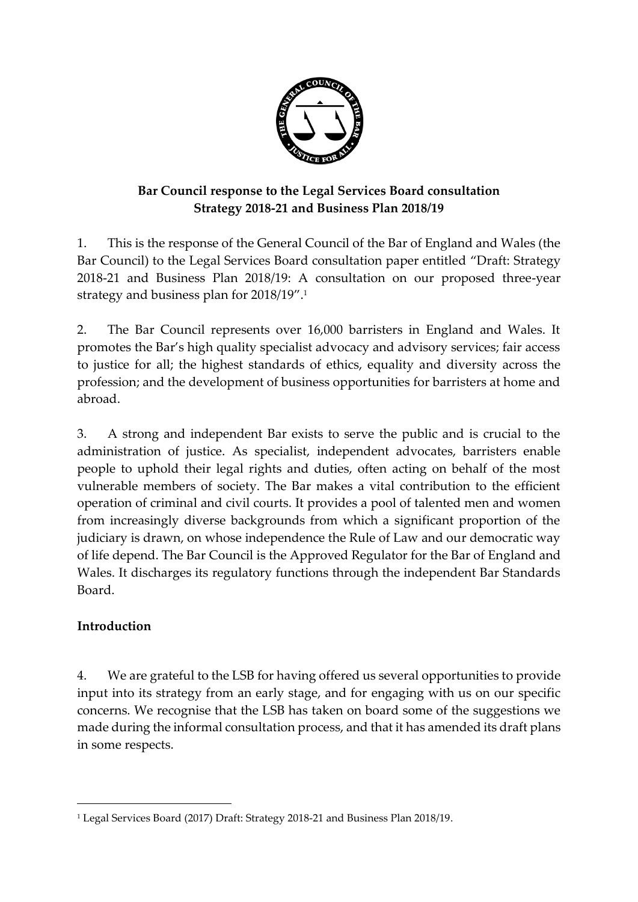**Bar Council response to the Legal Services Board consultation Strategy 2018-21 and Business Plan 2018/19**

1. This is the response of the General Council of the Bar of England and Wales (the Bar Council) to the Legal Services Board consultation paper entitled "Draft: Strategy 2018-21 and Business Plan 2018/19: A consultation on our proposed three-year strategy and business plan for 2018/19".[1]

2. The Bar Council represents over 16,000 barristers in England and Wales. It promotes the Bar's high quality specialist advocacy and advisory services; fair access to justice for all; the highest standards of ethics, equality and diversity across the profession; and the development of business opportunities for barristers at home and abroad.

3. A strong and independent Bar exists to serve the public and is crucial to the administration of justice. As specialist, independent advocates, barristers enable people to uphold their legal rights and duties, often acting on behalf of the most vulnerable members of society. The Bar makes a vital contribution to the efficient operation of criminal and civil courts. It provides a pool of talented men and women from increasingly diverse backgrounds from which a significant proportion of the judiciary is drawn, on whose independence the Rule of Law and our democratic way of life depend. The Bar Council is the Approved Regulator for the Bar of England and Wales. It discharges its regulatory functions through the independent Bar Standards Board.

## Introduction

4. We are grateful to the LSB for having offered us several opportunities to provide input into its strategy from an early stage, and for engaging with us on our specific concerns. We recognise that the LSB has taken on board some of the suggestions we made during the informal consultation process, and that it has amended its draft plans in some respects.

---

[1] Legal Services Board (2017) Draft: Strategy 2018-21 and Business Plan 2018/19.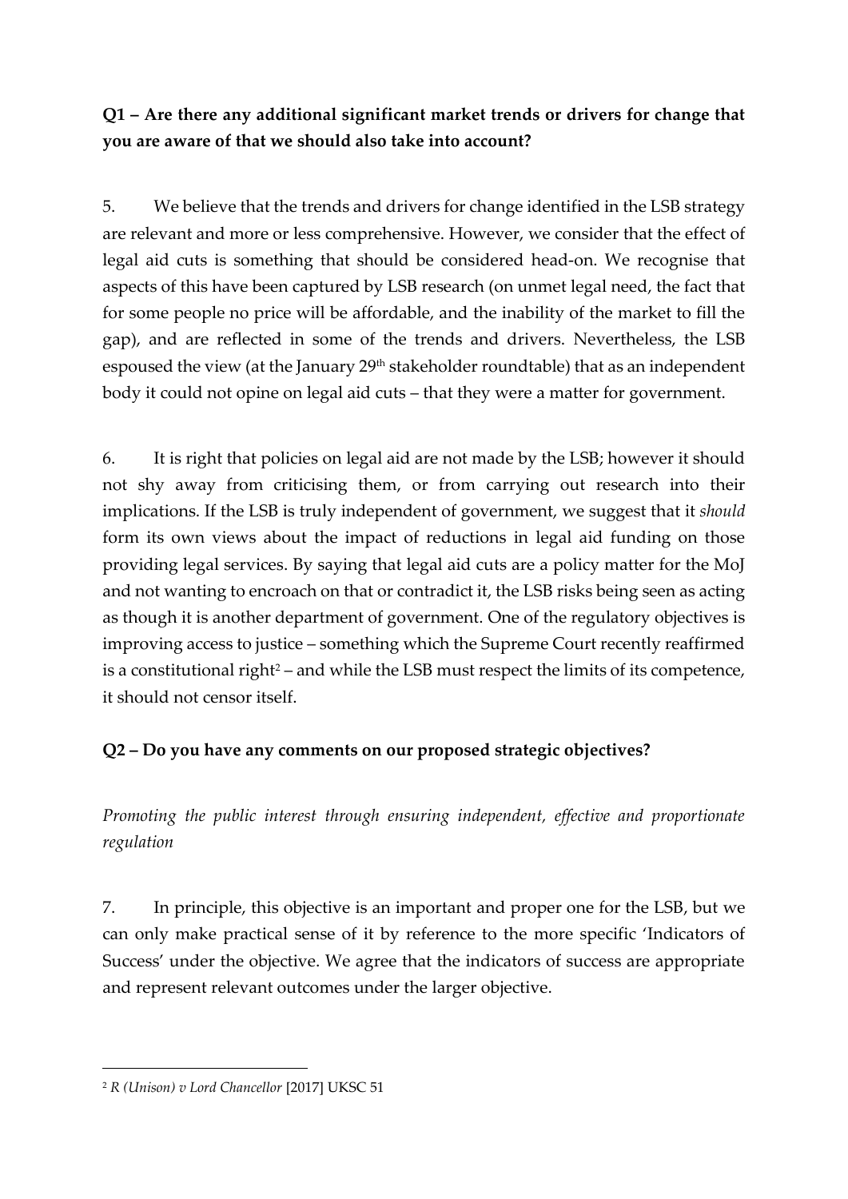**Q1 – Are there any additional significant market trends or drivers for change that you are aware of that we should also take into account?**

5. We believe that the trends and drivers for change identified in the LSB strategy are relevant and more or less comprehensive. However, we consider that the effect of legal aid cuts is something that should be considered head-on. We recognise that aspects of this have been captured by LSB research (on unmet legal need, the fact that for some people no price will be affordable, and the inability of the market to fill the gap), and are reflected in some of the trends and drivers. Nevertheless, the LSB espoused the view (at the January 29th stakeholder roundtable) that as an independent body it could not opine on legal aid cuts – that they were a matter for government.

6. It is right that policies on legal aid are not made by the LSB; however it should not shy away from criticising them, or from carrying out research into their implications. If the LSB is truly independent of government, we suggest that it *should* form its own views about the impact of reductions in legal aid funding on those providing legal services. By saying that legal aid cuts are a policy matter for the MoJ and not wanting to encroach on that or contradict it, the LSB risks being seen as acting as though it is another department of government. One of the regulatory objectives is improving access to justice – something which the Supreme Court recently reaffirmed is a constitutional right[2] – and while the LSB must respect the limits of its competence, it should not censor itself.

**Q2 – Do you have any comments on our proposed strategic objectives?**

*Promoting the public interest through ensuring independent, effective and proportionate regulation*

7. In principle, this objective is an important and proper one for the LSB, but we can only make practical sense of it by reference to the more specific 'Indicators of Success' under the objective. We agree that the indicators of success are appropriate and represent relevant outcomes under the larger objective.

---

[2] *R (Unison) v Lord Chancellor* [2017] UKSC 51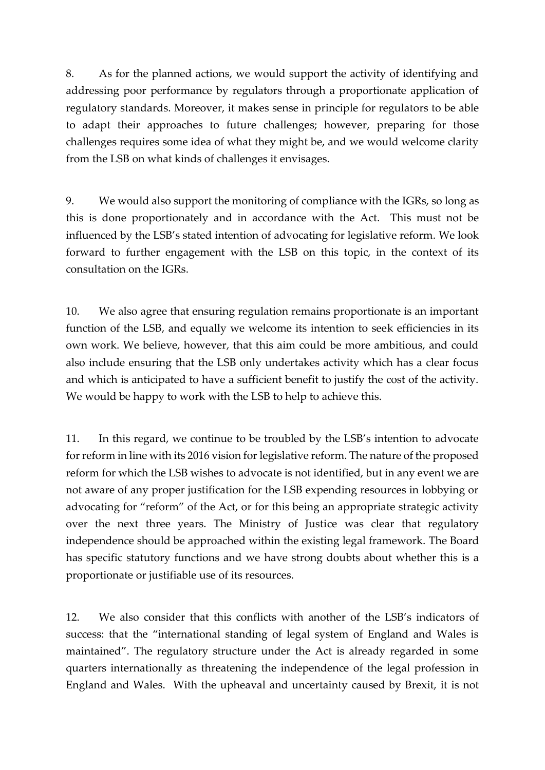8. As for the planned actions, we would support the activity of identifying and addressing poor performance by regulators through a proportionate application of regulatory standards. Moreover, it makes sense in principle for regulators to be able to adapt their approaches to future challenges; however, preparing for those challenges requires some idea of what they might be, and we would welcome clarity from the LSB on what kinds of challenges it envisages.

9. We would also support the monitoring of compliance with the IGRs, so long as this is done proportionately and in accordance with the Act. This must not be influenced by the LSB's stated intention of advocating for legislative reform. We look forward to further engagement with the LSB on this topic, in the context of its consultation on the IGRs.

10. We also agree that ensuring regulation remains proportionate is an important function of the LSB, and equally we welcome its intention to seek efficiencies in its own work. We believe, however, that this aim could be more ambitious, and could also include ensuring that the LSB only undertakes activity which has a clear focus and which is anticipated to have a sufficient benefit to justify the cost of the activity. We would be happy to work with the LSB to help to achieve this.

11. In this regard, we continue to be troubled by the LSB's intention to advocate for reform in line with its 2016 vision for legislative reform. The nature of the proposed reform for which the LSB wishes to advocate is not identified, but in any event we are not aware of any proper justification for the LSB expending resources in lobbying or advocating for "reform" of the Act, or for this being an appropriate strategic activity over the next three years. The Ministry of Justice was clear that regulatory independence should be approached within the existing legal framework. The Board has specific statutory functions and we have strong doubts about whether this is a proportionate or justifiable use of its resources.

12. We also consider that this conflicts with another of the LSB's indicators of success: that the "international standing of legal system of England and Wales is maintained". The regulatory structure under the Act is already regarded in some quarters internationally as threatening the independence of the legal profession in England and Wales. With the upheaval and uncertainty caused by Brexit, it is not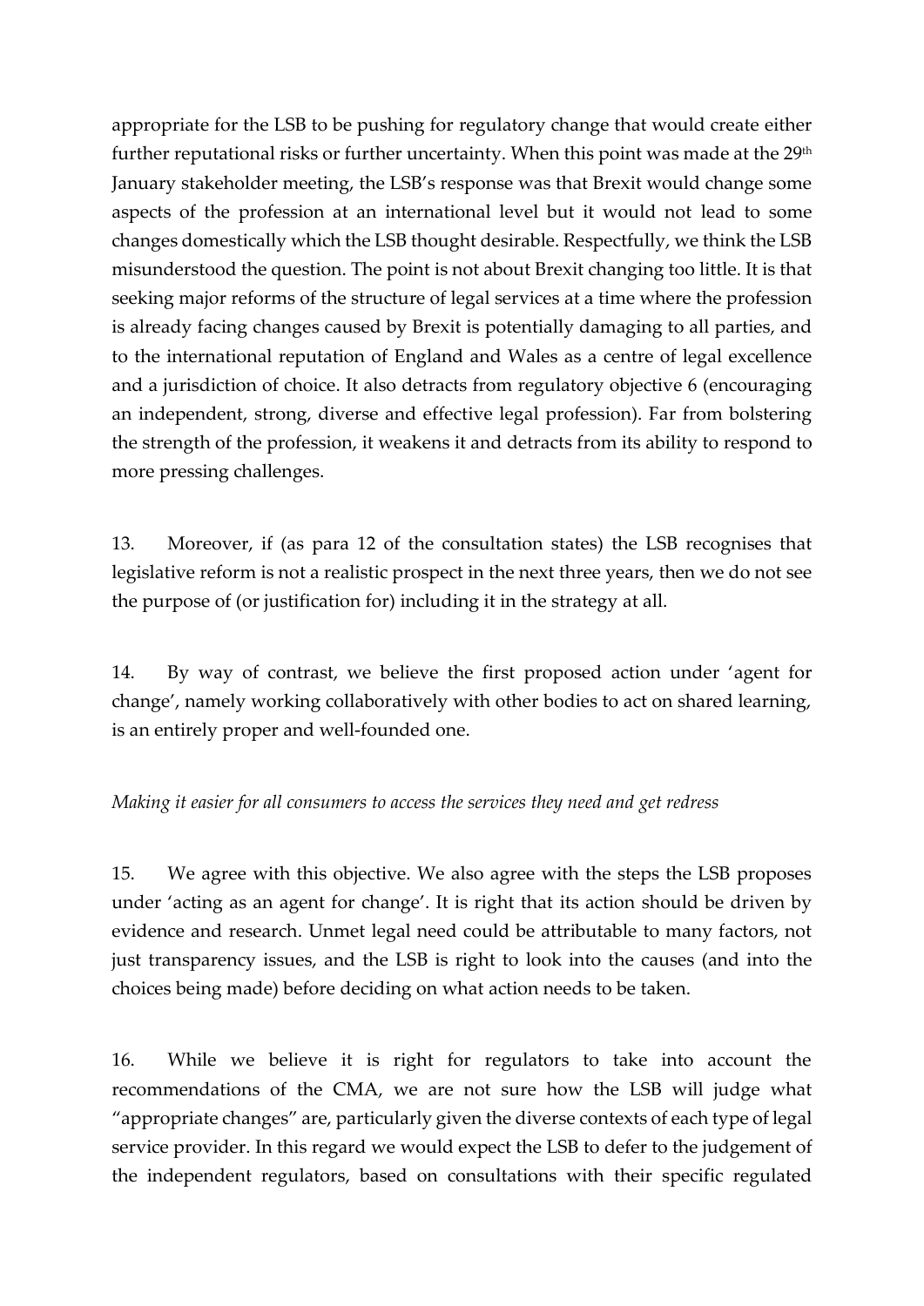appropriate for the LSB to be pushing for regulatory change that would create either further reputational risks or further uncertainty. When this point was made at the 29th January stakeholder meeting, the LSB's response was that Brexit would change some aspects of the profession at an international level but it would not lead to some changes domestically which the LSB thought desirable. Respectfully, we think the LSB misunderstood the question. The point is not about Brexit changing too little. It is that seeking major reforms of the structure of legal services at a time where the profession is already facing changes caused by Brexit is potentially damaging to all parties, and to the international reputation of England and Wales as a centre of legal excellence and a jurisdiction of choice. It also detracts from regulatory objective 6 (encouraging an independent, strong, diverse and effective legal profession). Far from bolstering the strength of the profession, it weakens it and detracts from its ability to respond to more pressing challenges.

13. Moreover, if (as para 12 of the consultation states) the LSB recognises that legislative reform is not a realistic prospect in the next three years, then we do not see the purpose of (or justification for) including it in the strategy at all.

14. By way of contrast, we believe the first proposed action under 'agent for change', namely working collaboratively with other bodies to act on shared learning, is an entirely proper and well-founded one.

*Making it easier for all consumers to access the services they need and get redress*

15. We agree with this objective. We also agree with the steps the LSB proposes under 'acting as an agent for change'. It is right that its action should be driven by evidence and research. Unmet legal need could be attributable to many factors, not just transparency issues, and the LSB is right to look into the causes (and into the choices being made) before deciding on what action needs to be taken.

16. While we believe it is right for regulators to take into account the recommendations of the CMA, we are not sure how the LSB will judge what "appropriate changes" are, particularly given the diverse contexts of each type of legal service provider. In this regard we would expect the LSB to defer to the judgement of the independent regulators, based on consultations with their specific regulated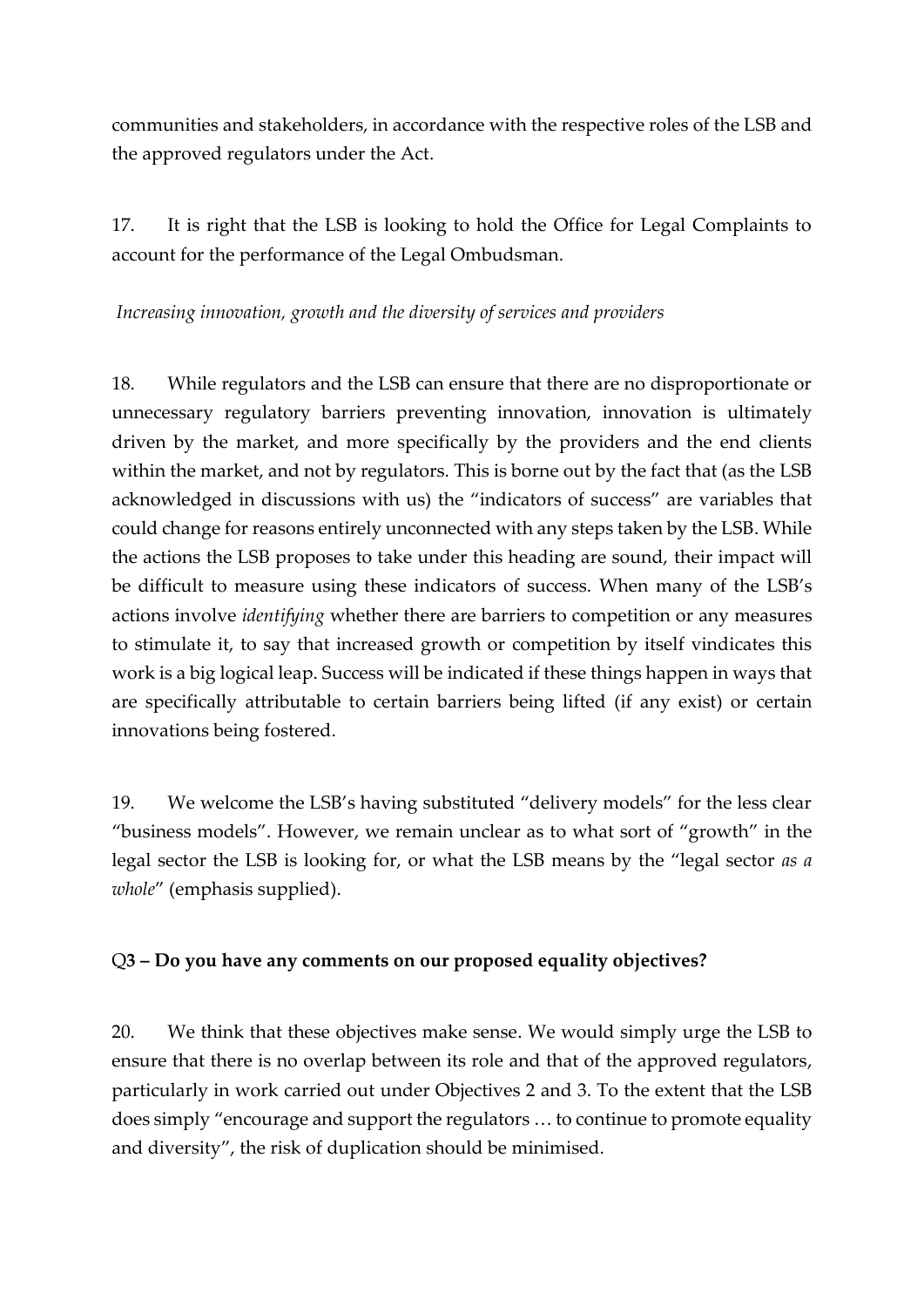communities and stakeholders, in accordance with the respective roles of the LSB and the approved regulators under the Act.

17. It is right that the LSB is looking to hold the Office for Legal Complaints to account for the performance of the Legal Ombudsman.

*Increasing innovation, growth and the diversity of services and providers*

18. While regulators and the LSB can ensure that there are no disproportionate or unnecessary regulatory barriers preventing innovation, innovation is ultimately driven by the market, and more specifically by the providers and the end clients within the market, and not by regulators. This is borne out by the fact that (as the LSB acknowledged in discussions with us) the "indicators of success" are variables that could change for reasons entirely unconnected with any steps taken by the LSB. While the actions the LSB proposes to take under this heading are sound, their impact will be difficult to measure using these indicators of success. When many of the LSB's actions involve *identifying* whether there are barriers to competition or any measures to stimulate it, to say that increased growth or competition by itself vindicates this work is a big logical leap. Success will be indicated if these things happen in ways that are specifically attributable to certain barriers being lifted (if any exist) or certain innovations being fostered.

19. We welcome the LSB's having substituted "delivery models" for the less clear "business models". However, we remain unclear as to what sort of "growth" in the legal sector the LSB is looking for, or what the LSB means by the "legal sector *as a whole*" (emphasis supplied).

**Q3 – Do you have any comments on our proposed equality objectives?**

20. We think that these objectives make sense. We would simply urge the LSB to ensure that there is no overlap between its role and that of the approved regulators, particularly in work carried out under Objectives 2 and 3. To the extent that the LSB does simply "encourage and support the regulators … to continue to promote equality and diversity", the risk of duplication should be minimised.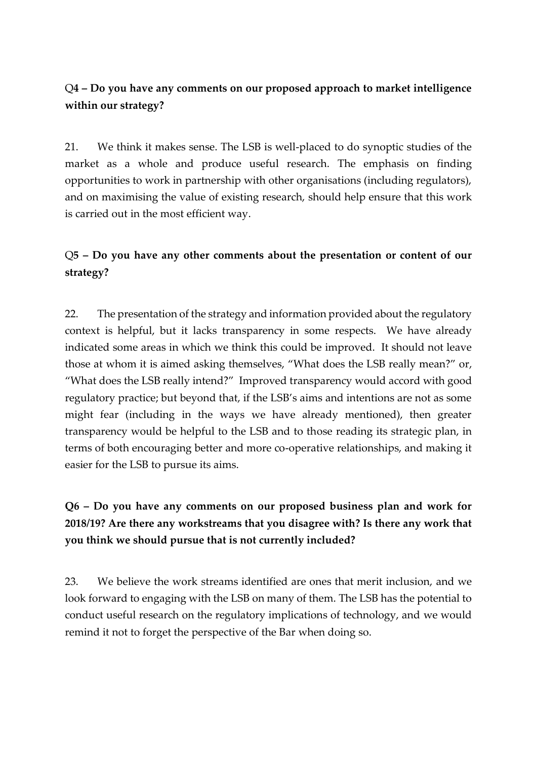**Q4 – Do you have any comments on our proposed approach to market intelligence within our strategy?**

21. We think it makes sense. The LSB is well-placed to do synoptic studies of the market as a whole and produce useful research. The emphasis on finding opportunities to work in partnership with other organisations (including regulators), and on maximising the value of existing research, should help ensure that this work is carried out in the most efficient way.

**Q5 – Do you have any other comments about the presentation or content of our strategy?**

22. The presentation of the strategy and information provided about the regulatory context is helpful, but it lacks transparency in some respects. We have already indicated some areas in which we think this could be improved. It should not leave those at whom it is aimed asking themselves, "What does the LSB really mean?" or, "What does the LSB really intend?" Improved transparency would accord with good regulatory practice; but beyond that, if the LSB's aims and intentions are not as some might fear (including in the ways we have already mentioned), then greater transparency would be helpful to the LSB and to those reading its strategic plan, in terms of both encouraging better and more co-operative relationships, and making it easier for the LSB to pursue its aims.

**Q6 – Do you have any comments on our proposed business plan and work for 2018/19? Are there any workstreams that you disagree with? Is there any work that you think we should pursue that is not currently included?**

23. We believe the work streams identified are ones that merit inclusion, and we look forward to engaging with the LSB on many of them. The LSB has the potential to conduct useful research on the regulatory implications of technology, and we would remind it not to forget the perspective of the Bar when doing so.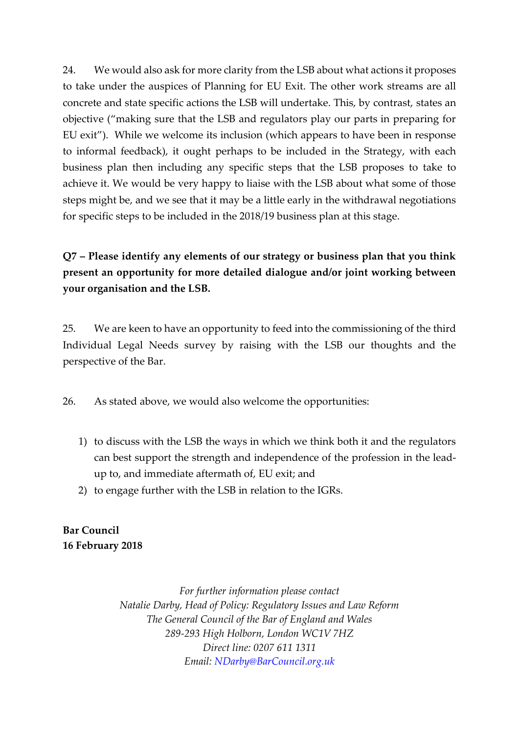24. We would also ask for more clarity from the LSB about what actions it proposes to take under the auspices of Planning for EU Exit. The other work streams are all concrete and state specific actions the LSB will undertake. This, by contrast, states an objective ("making sure that the LSB and regulators play our parts in preparing for EU exit"). While we welcome its inclusion (which appears to have been in response to informal feedback), it ought perhaps to be included in the Strategy, with each business plan then including any specific steps that the LSB proposes to take to achieve it. We would be very happy to liaise with the LSB about what some of those steps might be, and we see that it may be a little early in the withdrawal negotiations for specific steps to be included in the 2018/19 business plan at this stage.

**Q7 – Please identify any elements of our strategy or business plan that you think present an opportunity for more detailed dialogue and/or joint working between your organisation and the LSB.**

25. We are keen to have an opportunity to feed into the commissioning of the third Individual Legal Needs survey by raising with the LSB our thoughts and the perspective of the Bar.

26. As stated above, we would also welcome the opportunities:

1) to discuss with the LSB the ways in which we think both it and the regulators can best support the strength and independence of the profession in the lead-up to, and immediate aftermath of, EU exit; and
2) to engage further with the LSB in relation to the IGRs.

**Bar Council**
**16 February 2018**

*For further information please contact*
*Natalie Darby, Head of Policy: Regulatory Issues and Law Reform*
*The General Council of the Bar of England and Wales*
*289-293 High Holborn, London WC1V 7HZ*
*Direct line: 0207 611 1311*
*Email: NDarby@BarCouncil.org.uk*